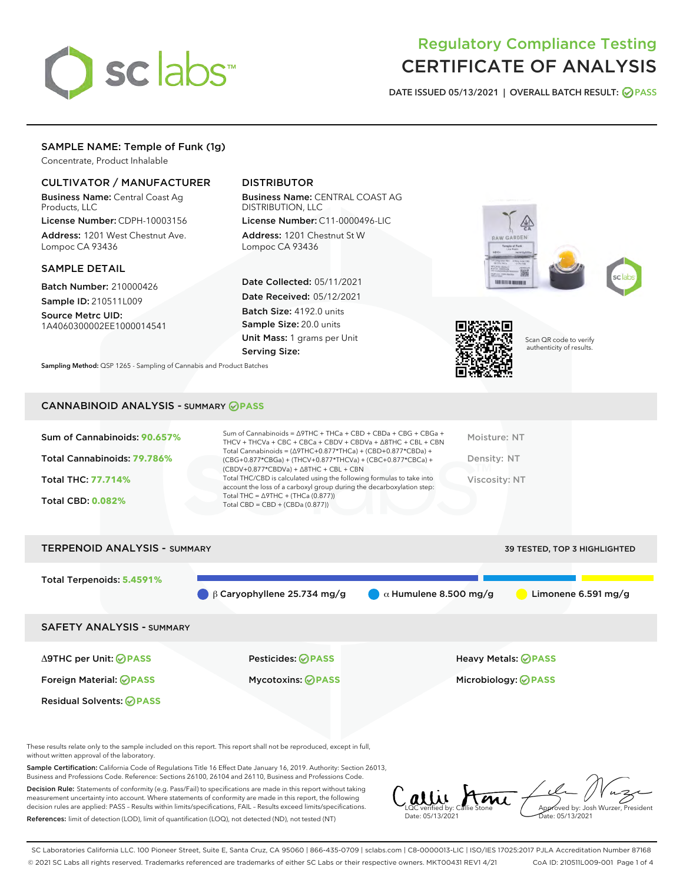sc labs™

# Regulatory Compliance Testing
# CERTIFICATE OF ANALYSIS

DATE ISSUED 05/13/2021 | OVERALL BATCH RESULT: PASS

## SAMPLE NAME: Temple of Funk (1g)

Concentrate, Product Inhalable

### CULTIVATOR / MANUFACTURER

**Business Name:** Central Coast Ag Products, LLC

**License Number:** CDPH-10003156

**Address:** 1201 West Chestnut Ave. Lompoc CA 93436

### DISTRIBUTOR

**Business Name:** CENTRAL COAST AG DISTRIBUTION, LLC

**License Number:** C11-0000496-LIC

**Address:** 1201 Chestnut St W Lompoc CA 93436

### SAMPLE DETAIL

**Batch Number:** 210000426

**Sample ID:** 210511L009

**Source Metrc UID:** 1A4060300002EE1000014541

**Date Collected:** 05/11/2021

**Date Received:** 05/12/2021

**Batch Size:** 4192.0 units

**Sample Size:** 20.0 units

**Unit Mass:** 1 grams per Unit

**Serving Size:**

Scan QR code to verify authenticity of results.

**Sampling Method:** QSP 1265 - Sampling of Cannabis and Product Batches

## CANNABINOID ANALYSIS - SUMMARY PASS

**Sum of Cannabinoids: 90.657%**

**Total Cannabinoids: 79.786%**

**Total THC: 77.714%**

**Total CBD: 0.082%**

Sum of Cannabinoids = Δ9THC + THCa + CBD + CBDa + CBG + CBGa + THCV + THCVa + CBC + CBCa + CBDV + CBDVa + Δ8THC + CBL + CBN

Total Cannabinoids = (Δ9THC+0.877*THCa) + (CBD+0.877*CBDa) + (CBG+0.877*CBGa) + (THCV+0.877*THCVa) + (CBC+0.877*CBCa) + (CBDV+0.877*CBDVa) + Δ8THC + CBL + CBN

Total THC/CBD is calculated using the following formulas to take into account the loss of a carboxyl group during the decarboxylation step:

Total THC = Δ9THC + (THCa (0.877))

Total CBD = CBD + (CBDa (0.877))

Moisture: NT

Density: NT

Viscosity: NT

## TERPENOID ANALYSIS - SUMMARY

39 TESTED, TOP 3 HIGHLIGHTED

**Total Terpenoids: 5.4591%**

β Caryophyllene 25.734 mg/g

α Humulene 8.500 mg/g

Limonene 6.591 mg/g

## SAFETY ANALYSIS - SUMMARY

| | | |
|---|---|---|
| Δ9THC per Unit: PASS | Pesticides: PASS | Heavy Metals: PASS |
| Foreign Material: PASS | Mycotoxins: PASS | Microbiology: PASS |
| Residual Solvents: PASS | | |

These results relate only to the sample included on this report. This report shall not be reproduced, except in full, without written approval of the laboratory.

**Sample Certification:** California Code of Regulations Title 16 Effect Date January 16, 2019. Authority: Section 26013, Business and Professions Code. Reference: Sections 26100, 26104 and 26110, Business and Professions Code.

**Decision Rule:** Statements of conformity (e.g. Pass/Fail) to specifications are made in this report without taking measurement uncertainty into account. Where statements of conformity are made in this report, the following decision rules are applied: PASS - Results within limits/specifications, FAIL - Results exceed limits/specifications.

**References:** limit of detection (LOD), limit of quantification (LOQ), not detected (ND), not tested (NT)

LQC verified by: Callie Stone
Date: 05/13/2021

Approved by: Josh Wurzer, President
Date: 05/13/2021

SC Laboratories California LLC. 100 Pioneer Street, Suite E, Santa Cruz, CA 95060 | 866-435-0709 | sclabs.com | C8-0000013-LIC | ISO/IES 17025:2017 PJLA Accreditation Number 87168

© 2021 SC Labs all rights reserved. Trademarks referenced are trademarks of either SC Labs or their respective owners. MKT00431 REV1 4/21 CoA ID: 210511L009-001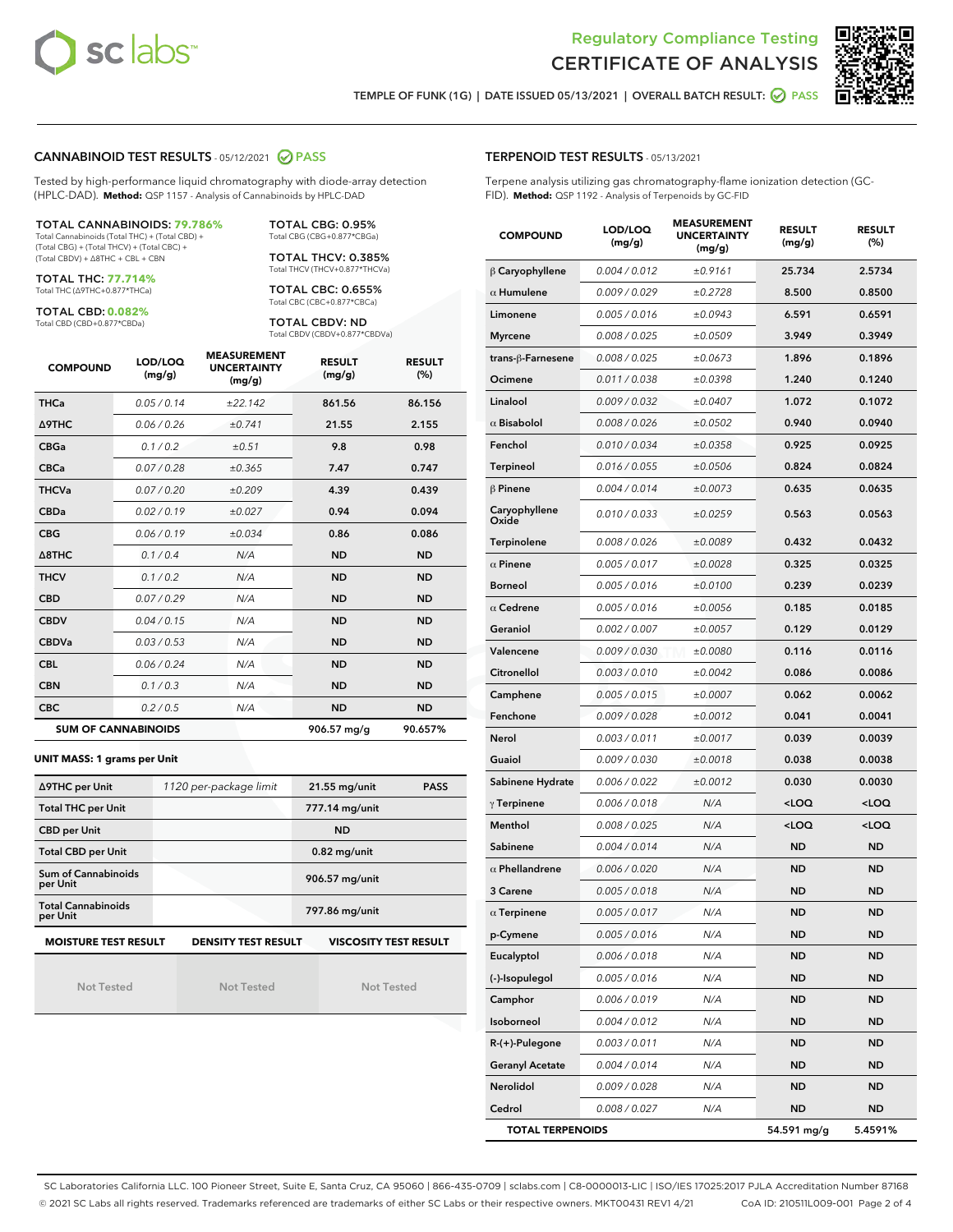# Regulatory Compliance Testing
# CERTIFICATE OF ANALYSIS

TEMPLE OF FUNK (1G) | DATE ISSUED 05/13/2021 | OVERALL BATCH RESULT: PASS

## CANNABINOID TEST RESULTS - 05/12/2021 PASS

Tested by high-performance liquid chromatography with diode-array detection (HPLC-DAD). **Method:** QSP 1157 - Analysis of Cannabinoids by HPLC-DAD

**TOTAL CANNABINOIDS: 79.786%**
Total Cannabinoids (Total THC) + (Total CBD) + (Total CBG) + (Total THCV) + (Total CBC) + (Total CBDV) + Δ8THC + CBL + CBN

**TOTAL THC: 77.714%**
Total THC (Δ9THC+0.877*THCa)

**TOTAL CBD: 0.082%**
Total CBD (CBD+0.877*CBDa)

**TOTAL CBG: 0.95%**
Total CBG (CBG+0.877*CBGa)

**TOTAL THCV: 0.385%**
Total THCV (THCV+0.877*THCVa)

**TOTAL CBC: 0.655%**
Total CBC (CBC+0.877*CBCa)

**TOTAL CBDV: ND**
Total CBDV (CBDV+0.877*CBDVa)

| COMPOUND | LOD/LOQ (mg/g) | MEASUREMENT UNCERTAINTY (mg/g) | RESULT (mg/g) | RESULT (%) |
|---|---|---|---|---|
| THCa | 0.05 / 0.14 | ±22.142 | 861.56 | 86.156 |
| Δ9THC | 0.06 / 0.26 | ±0.741 | 21.55 | 2.155 |
| CBGa | 0.1 / 0.2 | ±0.51 | 9.8 | 0.98 |
| CBCa | 0.07 / 0.28 | ±0.365 | 7.47 | 0.747 |
| THCVa | 0.07 / 0.20 | ±0.209 | 4.39 | 0.439 |
| CBDa | 0.02 / 0.19 | ±0.027 | 0.94 | 0.094 |
| CBG | 0.06 / 0.19 | ±0.034 | 0.86 | 0.086 |
| Δ8THC | 0.1 / 0.4 | N/A | ND | ND |
| THCV | 0.1 / 0.2 | N/A | ND | ND |
| CBD | 0.07 / 0.29 | N/A | ND | ND |
| CBDV | 0.04 / 0.15 | N/A | ND | ND |
| CBDVa | 0.03 / 0.53 | N/A | ND | ND |
| CBL | 0.06 / 0.24 | N/A | ND | ND |
| CBN | 0.1 / 0.3 | N/A | ND | ND |
| CBC | 0.2 / 0.5 | N/A | ND | ND |
| **SUM OF CANNABINOIDS** | | | 906.57 mg/g | 90.657% |

**UNIT MASS: 1 grams per Unit**

| | | | |
|---|---|---|---|
| Δ9THC per Unit | 1120 per-package limit | 21.55 mg/unit | PASS |
| Total THC per Unit | | 777.14 mg/unit | |
| CBD per Unit | | ND | |
| Total CBD per Unit | | 0.82 mg/unit | |
| Sum of Cannabinoids per Unit | | 906.57 mg/unit | |
| Total Cannabinoids per Unit | | 797.86 mg/unit | |

| MOISTURE TEST RESULT | DENSITY TEST RESULT | VISCOSITY TEST RESULT |
|---|---|---|
| Not Tested | Not Tested | Not Tested |

## TERPENOID TEST RESULTS - 05/13/2021

Terpene analysis utilizing gas chromatography-flame ionization detection (GC-FID). **Method:** QSP 1192 - Analysis of Terpenoids by GC-FID

| COMPOUND | LOD/LOQ (mg/g) | MEASUREMENT UNCERTAINTY (mg/g) | RESULT (mg/g) | RESULT (%) |
|---|---|---|---|---|
| β Caryophyllene | 0.004 / 0.012 | ±0.9161 | 25.734 | 2.5734 |
| α Humulene | 0.009 / 0.029 | ±0.2728 | 8.500 | 0.8500 |
| Limonene | 0.005 / 0.016 | ±0.0943 | 6.591 | 0.6591 |
| Myrcene | 0.008 / 0.025 | ±0.0509 | 3.949 | 0.3949 |
| trans-β-Farnesene | 0.008 / 0.025 | ±0.0673 | 1.896 | 0.1896 |
| Ocimene | 0.011 / 0.038 | ±0.0398 | 1.240 | 0.1240 |
| Linalool | 0.009 / 0.032 | ±0.0407 | 1.072 | 0.1072 |
| α Bisabolol | 0.008 / 0.026 | ±0.0502 | 0.940 | 0.0940 |
| Fenchol | 0.010 / 0.034 | ±0.0358 | 0.925 | 0.0925 |
| Terpineol | 0.016 / 0.055 | ±0.0506 | 0.824 | 0.0824 |
| β Pinene | 0.004 / 0.014 | ±0.0073 | 0.635 | 0.0635 |
| Caryophyllene Oxide | 0.010 / 0.033 | ±0.0259 | 0.563 | 0.0563 |
| Terpinolene | 0.008 / 0.026 | ±0.0089 | 0.432 | 0.0432 |
| α Pinene | 0.005 / 0.017 | ±0.0028 | 0.325 | 0.0325 |
| Borneol | 0.005 / 0.016 | ±0.0100 | 0.239 | 0.0239 |
| α Cedrene | 0.005 / 0.016 | ±0.0056 | 0.185 | 0.0185 |
| Geraniol | 0.002 / 0.007 | ±0.0057 | 0.129 | 0.0129 |
| Valencene | 0.009 / 0.030 | ±0.0080 | 0.116 | 0.0116 |
| Citronellol | 0.003 / 0.010 | ±0.0042 | 0.086 | 0.0086 |
| Camphene | 0.005 / 0.015 | ±0.0007 | 0.062 | 0.0062 |
| Fenchone | 0.009 / 0.028 | ±0.0012 | 0.041 | 0.0041 |
| Nerol | 0.003 / 0.011 | ±0.0017 | 0.039 | 0.0039 |
| Guaiol | 0.009 / 0.030 | ±0.0018 | 0.038 | 0.0038 |
| Sabinene Hydrate | 0.006 / 0.022 | ±0.0012 | 0.030 | 0.0030 |
| γ Terpinene | 0.006 / 0.018 | N/A | <LOQ | <LOQ |
| Menthol | 0.008 / 0.025 | N/A | <LOQ | <LOQ |
| Sabinene | 0.004 / 0.014 | N/A | ND | ND |
| α Phellandrene | 0.006 / 0.020 | N/A | ND | ND |
| 3 Carene | 0.005 / 0.018 | N/A | ND | ND |
| α Terpinene | 0.005 / 0.017 | N/A | ND | ND |
| p-Cymene | 0.005 / 0.016 | N/A | ND | ND |
| Eucalyptol | 0.006 / 0.018 | N/A | ND | ND |
| (-)-Isopulegol | 0.005 / 0.016 | N/A | ND | ND |
| Camphor | 0.006 / 0.019 | N/A | ND | ND |
| Isoborneol | 0.004 / 0.012 | N/A | ND | ND |
| R-(+)-Pulegone | 0.003 / 0.011 | N/A | ND | ND |
| Geranyl Acetate | 0.004 / 0.014 | N/A | ND | ND |
| Nerolidol | 0.009 / 0.028 | N/A | ND | ND |
| Cedrol | 0.008 / 0.027 | N/A | ND | ND |
| **TOTAL TERPENOIDS** | | | 54.591 mg/g | 5.4591% |

SC Laboratories California LLC. 100 Pioneer Street, Suite E, Santa Cruz, CA 95060 | 866-435-0709 | sclabs.com | C8-0000013-LIC | ISO/IES 17025:2017 PJLA Accreditation Number 87168
© 2021 SC Labs all rights reserved. Trademarks referenced are trademarks of either SC Labs or their respective owners. MKT00431 REV1 4/21 CoA ID: 210511L009-001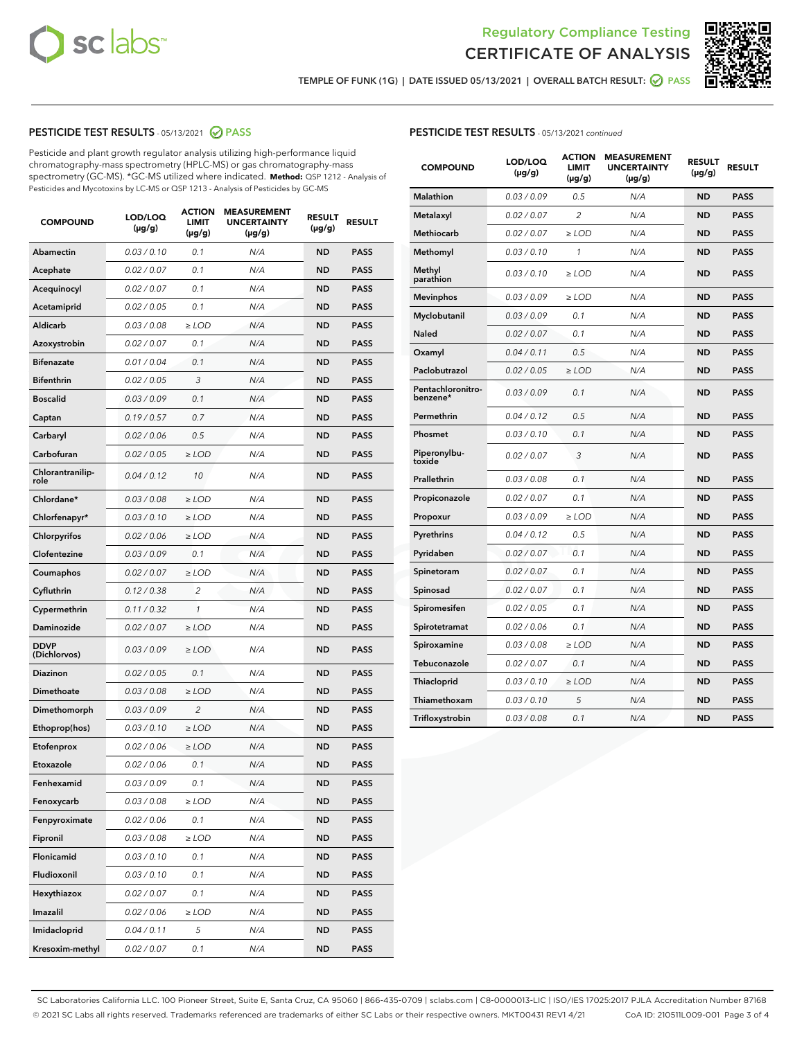Regulatory Compliance Testing

CERTIFICATE OF ANALYSIS

TEMPLE OF FUNK (1G) | DATE ISSUED 05/13/2021 | OVERALL BATCH RESULT: PASS

## PESTICIDE TEST RESULTS - 05/13/2021 PASS

Pesticide and plant growth regulator analysis utilizing high-performance liquid chromatography-mass spectrometry (HPLC-MS) or gas chromatography-mass spectrometry (GC-MS). *GC-MS utilized where indicated. **Method:** QSP 1212 - Analysis of Pesticides and Mycotoxins by LC-MS or QSP 1213 - Analysis of Pesticides by GC-MS

| COMPOUND | LOD/LOQ (µg/g) | ACTION LIMIT (µg/g) | MEASUREMENT UNCERTAINTY (µg/g) | RESULT (µg/g) | RESULT |
|---|---|---|---|---|---|
| Abamectin | 0.03 / 0.10 | 0.1 | N/A | ND | PASS |
| Acephate | 0.02 / 0.07 | 0.1 | N/A | ND | PASS |
| Acequinocyl | 0.02 / 0.07 | 0.1 | N/A | ND | PASS |
| Acetamiprid | 0.02 / 0.05 | 0.1 | N/A | ND | PASS |
| Aldicarb | 0.03 / 0.08 | ≥ LOD | N/A | ND | PASS |
| Azoxystrobin | 0.02 / 0.07 | 0.1 | N/A | ND | PASS |
| Bifenazate | 0.01 / 0.04 | 0.1 | N/A | ND | PASS |
| Bifenthrin | 0.02 / 0.05 | 3 | N/A | ND | PASS |
| Boscalid | 0.03 / 0.09 | 0.1 | N/A | ND | PASS |
| Captan | 0.19 / 0.57 | 0.7 | N/A | ND | PASS |
| Carbaryl | 0.02 / 0.06 | 0.5 | N/A | ND | PASS |
| Carbofuran | 0.02 / 0.05 | ≥ LOD | N/A | ND | PASS |
| Chlorantraniliprole | 0.04 / 0.12 | 10 | N/A | ND | PASS |
| Chlordane* | 0.03 / 0.08 | ≥ LOD | N/A | ND | PASS |
| Chlorfenapyr* | 0.03 / 0.10 | ≥ LOD | N/A | ND | PASS |
| Chlorpyrifos | 0.02 / 0.06 | ≥ LOD | N/A | ND | PASS |
| Clofentezine | 0.03 / 0.09 | 0.1 | N/A | ND | PASS |
| Coumaphos | 0.02 / 0.07 | ≥ LOD | N/A | ND | PASS |
| Cyfluthrin | 0.12 / 0.38 | 2 | N/A | ND | PASS |
| Cypermethrin | 0.11 / 0.32 | 1 | N/A | ND | PASS |
| Daminozide | 0.02 / 0.07 | ≥ LOD | N/A | ND | PASS |
| DDVP (Dichlorvos) | 0.03 / 0.09 | ≥ LOD | N/A | ND | PASS |
| Diazinon | 0.02 / 0.05 | 0.1 | N/A | ND | PASS |
| Dimethoate | 0.03 / 0.08 | ≥ LOD | N/A | ND | PASS |
| Dimethomorph | 0.03 / 0.09 | 2 | N/A | ND | PASS |
| Ethoprop(hos) | 0.03 / 0.10 | ≥ LOD | N/A | ND | PASS |
| Etofenprox | 0.02 / 0.06 | ≥ LOD | N/A | ND | PASS |
| Etoxazole | 0.02 / 0.06 | 0.1 | N/A | ND | PASS |
| Fenhexamid | 0.03 / 0.09 | 0.1 | N/A | ND | PASS |
| Fenoxycarb | 0.03 / 0.08 | ≥ LOD | N/A | ND | PASS |
| Fenpyroximate | 0.02 / 0.06 | 0.1 | N/A | ND | PASS |
| Fipronil | 0.03 / 0.08 | ≥ LOD | N/A | ND | PASS |
| Flonicamid | 0.03 / 0.10 | 0.1 | N/A | ND | PASS |
| Fludioxonil | 0.03 / 0.10 | 0.1 | N/A | ND | PASS |
| Hexythiazox | 0.02 / 0.07 | 0.1 | N/A | ND | PASS |
| Imazalil | 0.02 / 0.06 | ≥ LOD | N/A | ND | PASS |
| Imidacloprid | 0.04 / 0.11 | 5 | N/A | ND | PASS |
| Kresoxim-methyl | 0.02 / 0.07 | 0.1 | N/A | ND | PASS |
| Malathion | 0.03 / 0.09 | 0.5 | N/A | ND | PASS |
| Metalaxyl | 0.02 / 0.07 | 2 | N/A | ND | PASS |
| Methiocarb | 0.02 / 0.07 | ≥ LOD | N/A | ND | PASS |
| Methomyl | 0.03 / 0.10 | 1 | N/A | ND | PASS |
| Methyl parathion | 0.03 / 0.10 | ≥ LOD | N/A | ND | PASS |
| Mevinphos | 0.03 / 0.09 | ≥ LOD | N/A | ND | PASS |
| Myclobutanil | 0.03 / 0.09 | 0.1 | N/A | ND | PASS |
| Naled | 0.02 / 0.07 | 0.1 | N/A | ND | PASS |
| Oxamyl | 0.04 / 0.11 | 0.5 | N/A | ND | PASS |
| Paclobutrazol | 0.02 / 0.05 | ≥ LOD | N/A | ND | PASS |
| Pentachloronitrobenzene* | 0.03 / 0.09 | 0.1 | N/A | ND | PASS |
| Permethrin | 0.04 / 0.12 | 0.5 | N/A | ND | PASS |
| Phosmet | 0.03 / 0.10 | 0.1 | N/A | ND | PASS |
| Piperonylbutoxide | 0.02 / 0.07 | 3 | N/A | ND | PASS |
| Prallethrin | 0.03 / 0.08 | 0.1 | N/A | ND | PASS |
| Propiconazole | 0.02 / 0.07 | 0.1 | N/A | ND | PASS |
| Propoxur | 0.03 / 0.09 | ≥ LOD | N/A | ND | PASS |
| Pyrethrins | 0.04 / 0.12 | 0.5 | N/A | ND | PASS |
| Pyridaben | 0.02 / 0.07 | 0.1 | N/A | ND | PASS |
| Spinetoram | 0.02 / 0.07 | 0.1 | N/A | ND | PASS |
| Spinosad | 0.02 / 0.07 | 0.1 | N/A | ND | PASS |
| Spiromesifen | 0.02 / 0.05 | 0.1 | N/A | ND | PASS |
| Spirotetramat | 0.02 / 0.06 | 0.1 | N/A | ND | PASS |
| Spiroxamine | 0.03 / 0.08 | ≥ LOD | N/A | ND | PASS |
| Tebuconazole | 0.02 / 0.07 | 0.1 | N/A | ND | PASS |
| Thiacloprid | 0.03 / 0.10 | ≥ LOD | N/A | ND | PASS |
| Thiamethoxam | 0.03 / 0.10 | 5 | N/A | ND | PASS |
| Trifloxystrobin | 0.03 / 0.08 | 0.1 | N/A | ND | PASS |

SC Laboratories California LLC. 100 Pioneer Street, Suite E, Santa Cruz, CA 95060 | 866-435-0709 | sclabs.com | C8-0000013-LIC | ISO/IES 17025:2017 PJLA Accreditation Number 87168
© 2021 SC Labs all rights reserved. Trademarks referenced are trademarks of either SC Labs or their respective owners. MKT00431 REV1 4/21 CoA ID: 210511L009-001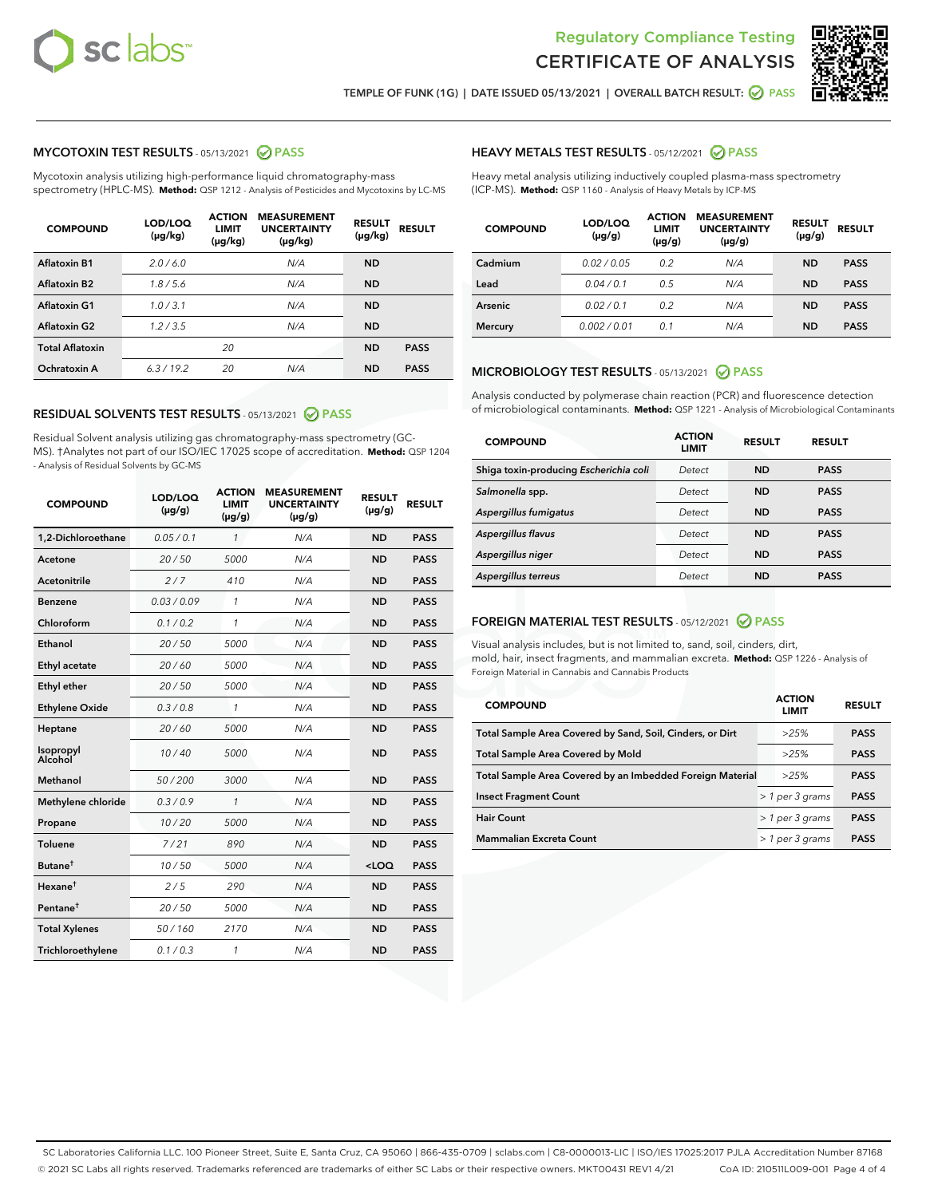Regulatory Compliance Testing
# CERTIFICATE OF ANALYSIS

TEMPLE OF FUNK (1G) | DATE ISSUED 05/13/2021 | OVERALL BATCH RESULT: PASS

## MYCOTOXIN TEST RESULTS - 05/13/2021 PASS

Mycotoxin analysis utilizing high-performance liquid chromatography-mass spectrometry (HPLC-MS). **Method:** QSP 1212 - Analysis of Pesticides and Mycotoxins by LC-MS

| COMPOUND | LOD/LOQ (µg/kg) | ACTION LIMIT (µg/kg) | MEASUREMENT UNCERTAINTY (µg/kg) | RESULT (µg/kg) | RESULT |
|---|---|---|---|---|---|
| Aflatoxin B1 | 2.0 / 6.0 | | N/A | ND | |
| Aflatoxin B2 | 1.8 / 5.6 | | N/A | ND | |
| Aflatoxin G1 | 1.0 / 3.1 | | N/A | ND | |
| Aflatoxin G2 | 1.2 / 3.5 | | N/A | ND | |
| Total Aflatoxin | | 20 | | ND | PASS |
| Ochratoxin A | 6.3 / 19.2 | 20 | N/A | ND | PASS |

## RESIDUAL SOLVENTS TEST RESULTS - 05/13/2021 PASS

Residual Solvent analysis utilizing gas chromatography-mass spectrometry (GC-MS). †Analytes not part of our ISO/IEC 17025 scope of accreditation. **Method:** QSP 1204 - Analysis of Residual Solvents by GC-MS

| COMPOUND | LOD/LOQ (µg/g) | ACTION LIMIT (µg/g) | MEASUREMENT UNCERTAINTY (µg/g) | RESULT (µg/g) | RESULT |
|---|---|---|---|---|---|
| 1,2-Dichloroethane | 0.05 / 0.1 | 1 | N/A | ND | PASS |
| Acetone | 20 / 50 | 5000 | N/A | ND | PASS |
| Acetonitrile | 2 / 7 | 410 | N/A | ND | PASS |
| Benzene | 0.03 / 0.09 | 1 | N/A | ND | PASS |
| Chloroform | 0.1 / 0.2 | 1 | N/A | ND | PASS |
| Ethanol | 20 / 50 | 5000 | N/A | ND | PASS |
| Ethyl acetate | 20 / 60 | 5000 | N/A | ND | PASS |
| Ethyl ether | 20 / 50 | 5000 | N/A | ND | PASS |
| Ethylene Oxide | 0.3 / 0.8 | 1 | N/A | ND | PASS |
| Heptane | 20 / 60 | 5000 | N/A | ND | PASS |
| Isopropyl Alcohol | 10 / 40 | 5000 | N/A | ND | PASS |
| Methanol | 50 / 200 | 3000 | N/A | ND | PASS |
| Methylene chloride | 0.3 / 0.9 | 1 | N/A | ND | PASS |
| Propane | 10 / 20 | 5000 | N/A | ND | PASS |
| Toluene | 7 / 21 | 890 | N/A | ND | PASS |
| Butane† | 10 / 50 | 5000 | N/A | <LOQ | PASS |
| Hexane† | 2 / 5 | 290 | N/A | ND | PASS |
| Pentane† | 20 / 50 | 5000 | N/A | ND | PASS |
| Total Xylenes | 50 / 160 | 2170 | N/A | ND | PASS |
| Trichloroethylene | 0.1 / 0.3 | 1 | N/A | ND | PASS |

## HEAVY METALS TEST RESULTS - 05/12/2021 PASS

Heavy metal analysis utilizing inductively coupled plasma-mass spectrometry (ICP-MS). **Method:** QSP 1160 - Analysis of Heavy Metals by ICP-MS

| COMPOUND | LOD/LOQ (µg/g) | ACTION LIMIT (µg/g) | MEASUREMENT UNCERTAINTY (µg/g) | RESULT (µg/g) | RESULT |
|---|---|---|---|---|---|
| Cadmium | 0.02 / 0.05 | 0.2 | N/A | ND | PASS |
| Lead | 0.04 / 0.1 | 0.5 | N/A | ND | PASS |
| Arsenic | 0.02 / 0.1 | 0.2 | N/A | ND | PASS |
| Mercury | 0.002 / 0.01 | 0.1 | N/A | ND | PASS |

## MICROBIOLOGY TEST RESULTS - 05/13/2021 PASS

Analysis conducted by polymerase chain reaction (PCR) and fluorescence detection of microbiological contaminants. **Method:** QSP 1221 - Analysis of Microbiological Contaminants

| COMPOUND | ACTION LIMIT | RESULT | RESULT |
|---|---|---|---|
| Shiga toxin-producing *Escherichia coli* | Detect | ND | PASS |
| *Salmonella* spp. | Detect | ND | PASS |
| *Aspergillus fumigatus* | Detect | ND | PASS |
| *Aspergillus flavus* | Detect | ND | PASS |
| *Aspergillus niger* | Detect | ND | PASS |
| *Aspergillus terreus* | Detect | ND | PASS |

## FOREIGN MATERIAL TEST RESULTS - 05/12/2021 PASS

Visual analysis includes, but is not limited to, sand, soil, cinders, dirt, mold, hair, insect fragments, and mammalian excreta. **Method:** QSP 1226 - Analysis of Foreign Material in Cannabis and Cannabis Products

| COMPOUND | ACTION LIMIT | RESULT |
|---|---|---|
| Total Sample Area Covered by Sand, Soil, Cinders, or Dirt | >25% | PASS |
| Total Sample Area Covered by Mold | >25% | PASS |
| Total Sample Area Covered by an Imbedded Foreign Material | >25% | PASS |
| Insect Fragment Count | > 1 per 3 grams | PASS |
| Hair Count | > 1 per 3 grams | PASS |
| Mammalian Excreta Count | > 1 per 3 grams | PASS |

SC Laboratories California LLC. 100 Pioneer Street, Suite E, Santa Cruz, CA 95060 | 866-435-0709 | sclabs.com | C8-0000013-LIC | ISO/IES 17025:2017 PJLA Accreditation Number 87168
© 2021 SC Labs all rights reserved. Trademarks referenced are trademarks of either SC Labs or their respective owners. MKT00431 REV1 4/21 CoA ID: 210511L009-001